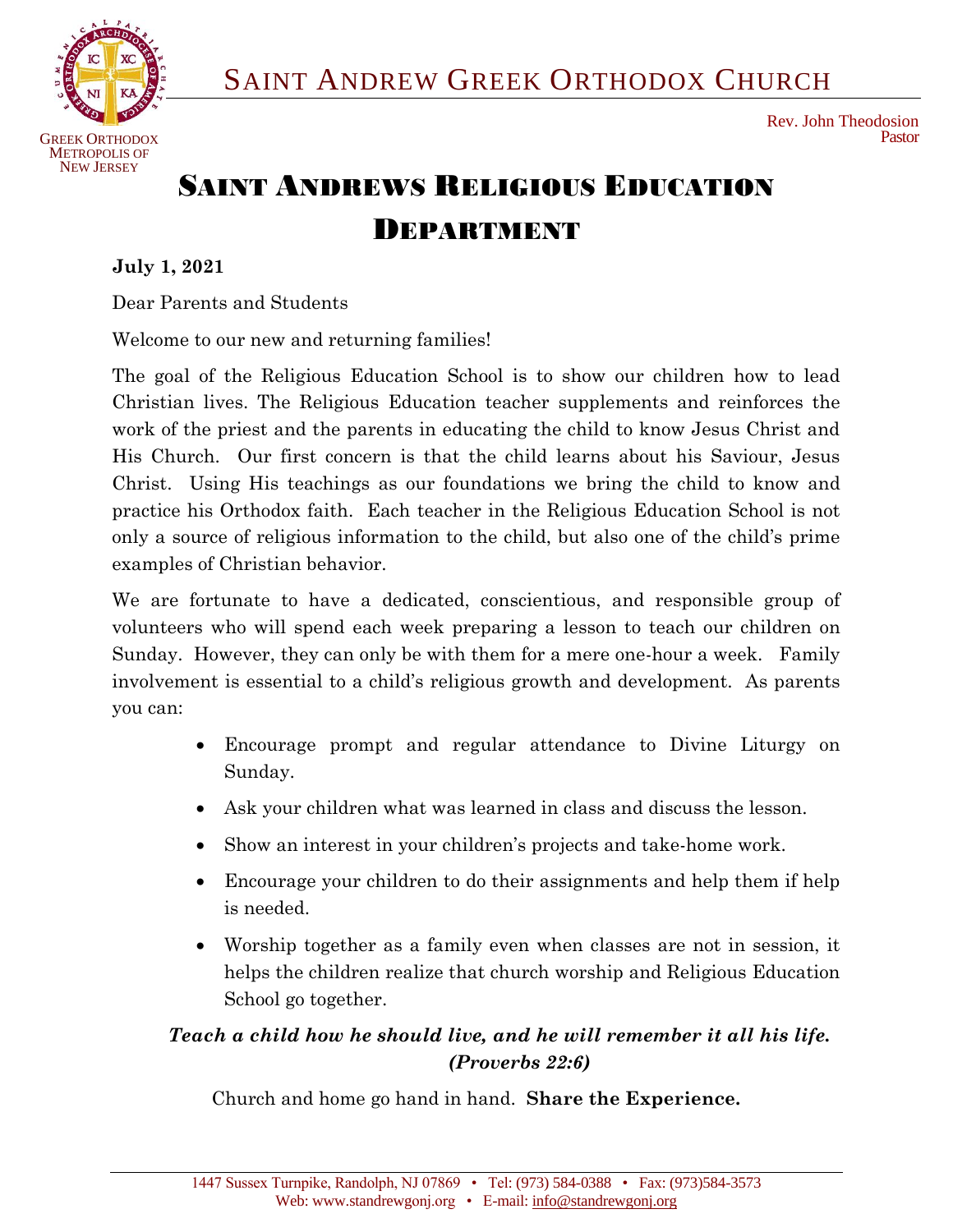# SAINT ANDREW GREEK ORTHODOX CHURCH

GREEK ORTHODOX METROPOLIS OF NEW JERSEY

Rev. John Theodosion
Pastor

## SAINT ANDREWS RELIGIOUS EDUCATION DEPARTMENT

**July 1, 2021**

Dear Parents and Students

Welcome to our new and returning families!

The goal of the Religious Education School is to show our children how to lead Christian lives. The Religious Education teacher supplements and reinforces the work of the priest and the parents in educating the child to know Jesus Christ and His Church. Our first concern is that the child learns about his Saviour, Jesus Christ. Using His teachings as our foundations we bring the child to know and practice his Orthodox faith. Each teacher in the Religious Education School is not only a source of religious information to the child, but also one of the child's prime examples of Christian behavior.

We are fortunate to have a dedicated, conscientious, and responsible group of volunteers who will spend each week preparing a lesson to teach our children on Sunday. However, they can only be with them for a mere one-hour a week. Family involvement is essential to a child's religious growth and development. As parents you can:

- Encourage prompt and regular attendance to Divine Liturgy on Sunday.
- Ask your children what was learned in class and discuss the lesson.
- Show an interest in your children's projects and take-home work.
- Encourage your children to do their assignments and help them if help is needed.
- Worship together as a family even when classes are not in session, it helps the children realize that church worship and Religious Education School go together.

***Teach a child how he should live, and he will remember it all his life. (Proverbs 22:6)***

Church and home go hand in hand. **Share the Experience.**

1447 Sussex Turnpike, Randolph, NJ 07869 • Tel: (973) 584-0388 • Fax: (973)584-3573
Web: www.standrewgonj.org • E-mail: info@standrewgonj.org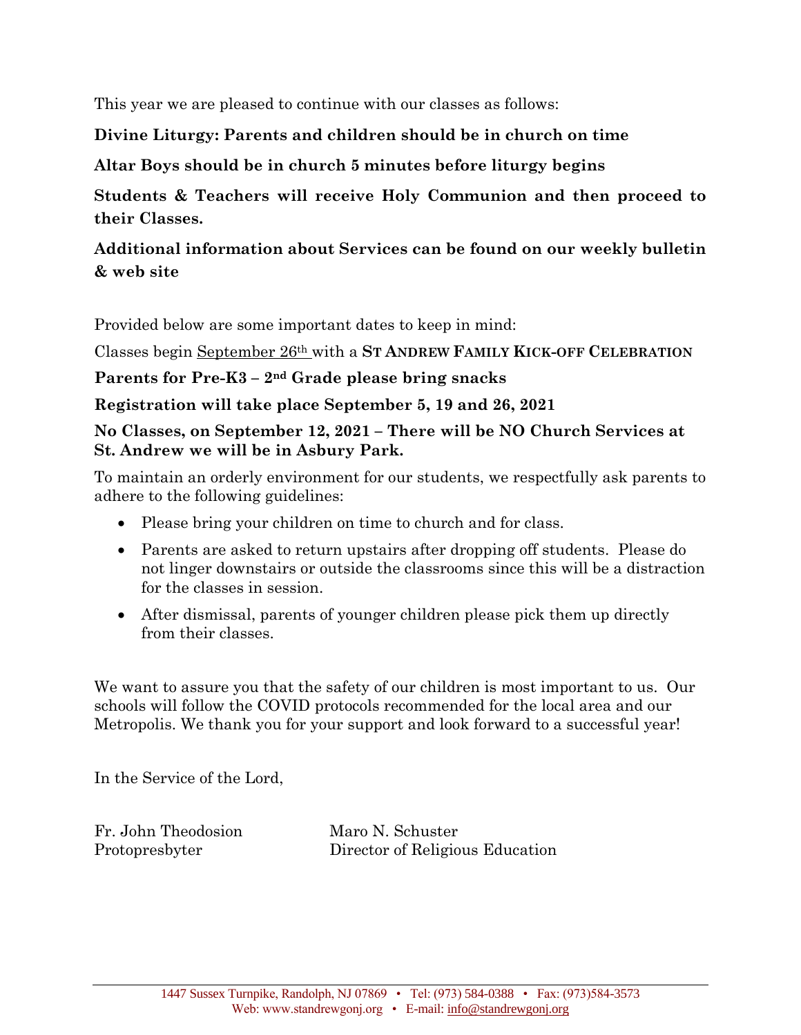This year we are pleased to continue with our classes as follows:

**Divine Liturgy: Parents and children should be in church on time**

**Altar Boys should be in church 5 minutes before liturgy begins**

**Students & Teachers will receive Holy Communion and then proceed to their Classes.**

**Additional information about Services can be found on our weekly bulletin & web site**

Provided below are some important dates to keep in mind:

Classes begin September 26th with a **ST ANDREW FAMILY KICK-OFF CELEBRATION**

**Parents for Pre-K3 – 2nd Grade please bring snacks**

**Registration will take place September 5, 19 and 26, 2021**

**No Classes, on September 12, 2021 – There will be NO Church Services at St. Andrew we will be in Asbury Park.**

To maintain an orderly environment for our students, we respectfully ask parents to adhere to the following guidelines:

- Please bring your children on time to church and for class.
- Parents are asked to return upstairs after dropping off students. Please do not linger downstairs or outside the classrooms since this will be a distraction for the classes in session.
- After dismissal, parents of younger children please pick them up directly from their classes.

We want to assure you that the safety of our children is most important to us. Our schools will follow the COVID protocols recommended for the local area and our Metropolis. We thank you for your support and look forward to a successful year!

In the Service of the Lord,

Fr. John Theodosion
Protopresbyter

Maro N. Schuster
Director of Religious Education

1447 Sussex Turnpike, Randolph, NJ 07869 • Tel: (973) 584-0388 • Fax: (973)584-3573
Web: www.standrewgonj.org • E-mail: info@standrewgonj.org